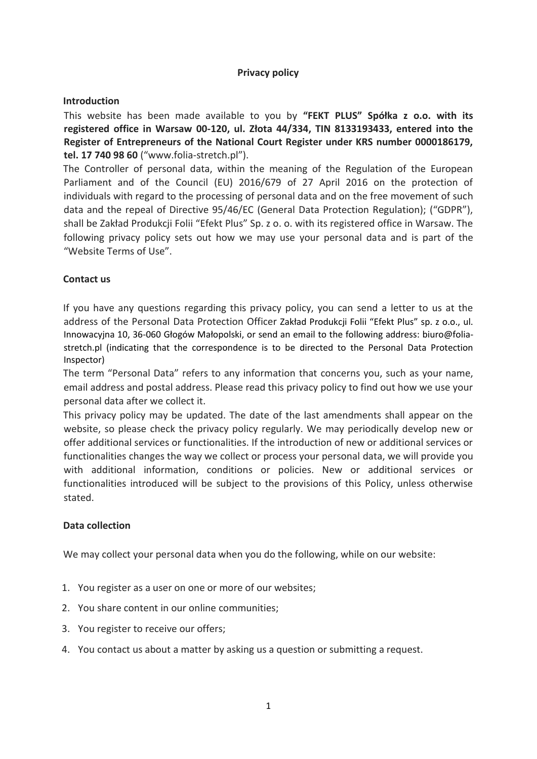# Privacy policy

## Introduction

This website has been made available to you by **"FEKT PLUS" Spółka z o.o. with its registered office in Warsaw 00-120, ul. Złota 44/334, TIN 8133193433, entered into the Register of Entrepreneurs of the National Court Register under KRS number 0000186179, tel. 17 740 98 60** ("www.folia-stretch.pl").

The Controller of personal data, within the meaning of the Regulation of the European Parliament and of the Council (EU) 2016/679 of 27 April 2016 on the protection of individuals with regard to the processing of personal data and on the free movement of such data and the repeal of Directive 95/46/EC (General Data Protection Regulation); ("GDPR"), shall be Zakład Produkcji Folii "Efekt Plus" Sp. z o. o. with its registered office in Warsaw. The following privacy policy sets out how we may use your personal data and is part of the "Website Terms of Use".

## Contact us

If you have any questions regarding this privacy policy, you can send a letter to us at the address of the Personal Data Protection Officer Zakład Produkcji Folii "Efekt Plus" sp. z o.o., ul. Innowacyjna 10, 36-060 Głogów Małopolski, or send an email to the following address: biuro@folia-stretch.pl (indicating that the correspondence is to be directed to the Personal Data Protection Inspector)

The term "Personal Data" refers to any information that concerns you, such as your name, email address and postal address. Please read this privacy policy to find out how we use your personal data after we collect it.

This privacy policy may be updated. The date of the last amendments shall appear on the website, so please check the privacy policy regularly. We may periodically develop new or offer additional services or functionalities. If the introduction of new or additional services or functionalities changes the way we collect or process your personal data, we will provide you with additional information, conditions or policies. New or additional services or functionalities introduced will be subject to the provisions of this Policy, unless otherwise stated.

## Data collection

We may collect your personal data when you do the following, while on our website:

1. You register as a user on one or more of our websites;
2. You share content in our online communities;
3. You register to receive our offers;
4. You contact us about a matter by asking us a question or submitting a request.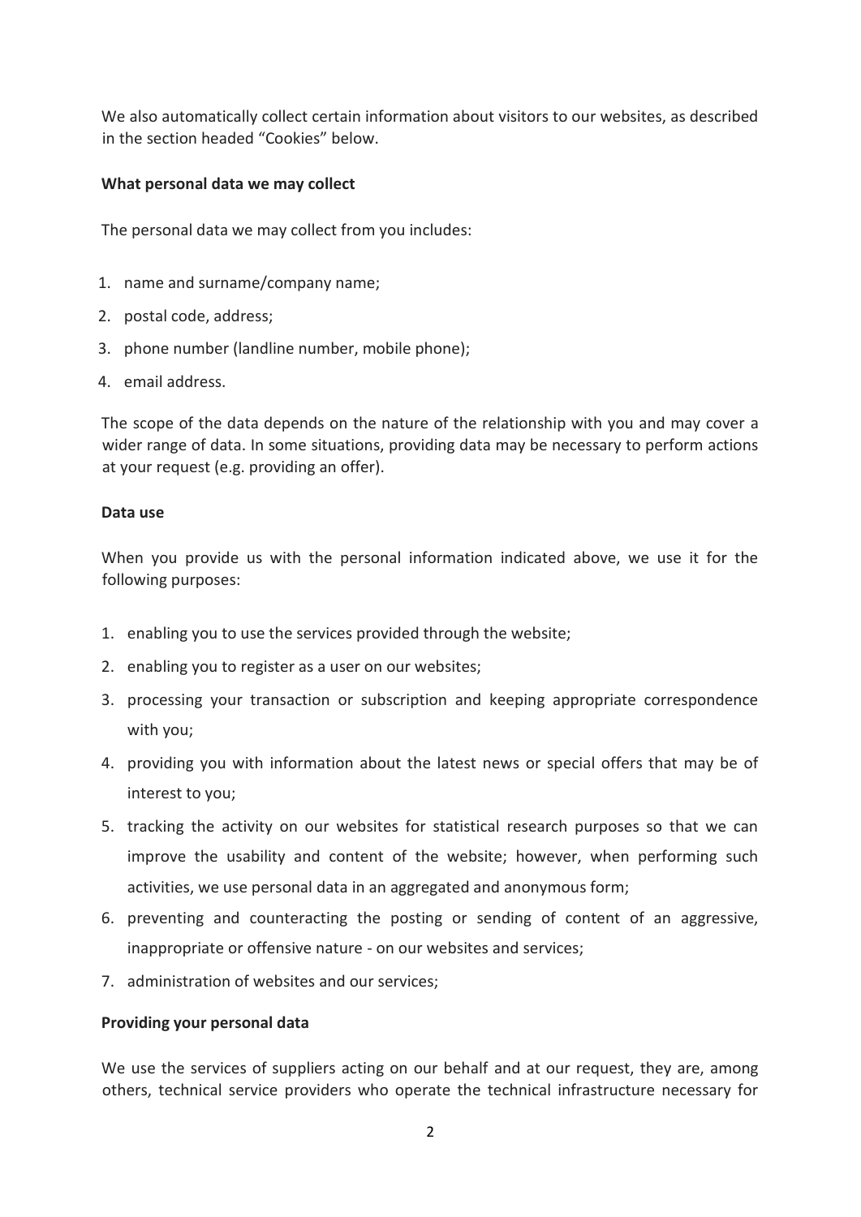We also automatically collect certain information about visitors to our websites, as described in the section headed "Cookies" below.

**What personal data we may collect**

The personal data we may collect from you includes:

1. name and surname/company name;
2. postal code, address;
3. phone number (landline number, mobile phone);
4. email address.

The scope of the data depends on the nature of the relationship with you and may cover a wider range of data. In some situations, providing data may be necessary to perform actions at your request (e.g. providing an offer).

**Data use**

When you provide us with the personal information indicated above, we use it for the following purposes:

1. enabling you to use the services provided through the website;
2. enabling you to register as a user on our websites;
3. processing your transaction or subscription and keeping appropriate correspondence with you;
4. providing you with information about the latest news or special offers that may be of interest to you;
5. tracking the activity on our websites for statistical research purposes so that we can improve the usability and content of the website; however, when performing such activities, we use personal data in an aggregated and anonymous form;
6. preventing and counteracting the posting or sending of content of an aggressive, inappropriate or offensive nature - on our websites and services;
7. administration of websites and our services;

**Providing your personal data**

We use the services of suppliers acting on our behalf and at our request, they are, among others, technical service providers who operate the technical infrastructure necessary for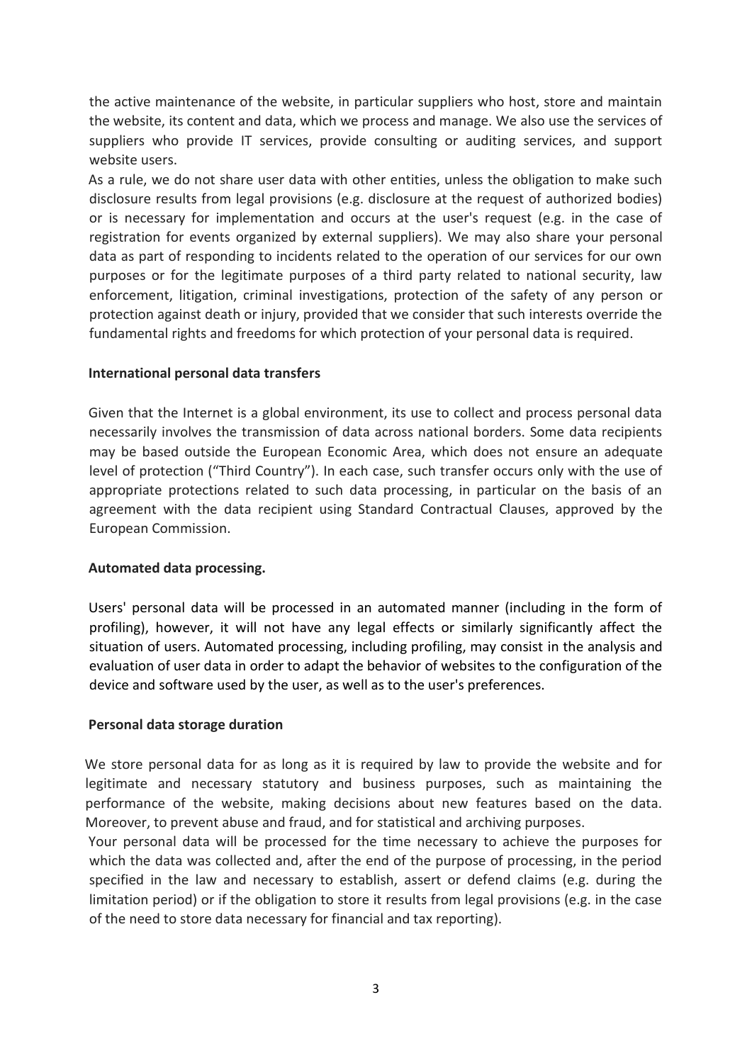the active maintenance of the website, in particular suppliers who host, store and maintain the website, its content and data, which we process and manage. We also use the services of suppliers who provide IT services, provide consulting or auditing services, and support website users.

As a rule, we do not share user data with other entities, unless the obligation to make such disclosure results from legal provisions (e.g. disclosure at the request of authorized bodies) or is necessary for implementation and occurs at the user's request (e.g. in the case of registration for events organized by external suppliers). We may also share your personal data as part of responding to incidents related to the operation of our services for our own purposes or for the legitimate purposes of a third party related to national security, law enforcement, litigation, criminal investigations, protection of the safety of any person or protection against death or injury, provided that we consider that such interests override the fundamental rights and freedoms for which protection of your personal data is required.

**International personal data transfers**

Given that the Internet is a global environment, its use to collect and process personal data necessarily involves the transmission of data across national borders. Some data recipients may be based outside the European Economic Area, which does not ensure an adequate level of protection ("Third Country"). In each case, such transfer occurs only with the use of appropriate protections related to such data processing, in particular on the basis of an agreement with the data recipient using Standard Contractual Clauses, approved by the European Commission.

**Automated data processing.**

Users' personal data will be processed in an automated manner (including in the form of profiling), however, it will not have any legal effects or similarly significantly affect the situation of users. Automated processing, including profiling, may consist in the analysis and evaluation of user data in order to adapt the behavior of websites to the configuration of the device and software used by the user, as well as to the user's preferences.

**Personal data storage duration**

We store personal data for as long as it is required by law to provide the website and for legitimate and necessary statutory and business purposes, such as maintaining the performance of the website, making decisions about new features based on the data. Moreover, to prevent abuse and fraud, and for statistical and archiving purposes.

Your personal data will be processed for the time necessary to achieve the purposes for which the data was collected and, after the end of the purpose of processing, in the period specified in the law and necessary to establish, assert or defend claims (e.g. during the limitation period) or if the obligation to store it results from legal provisions (e.g. in the case of the need to store data necessary for financial and tax reporting).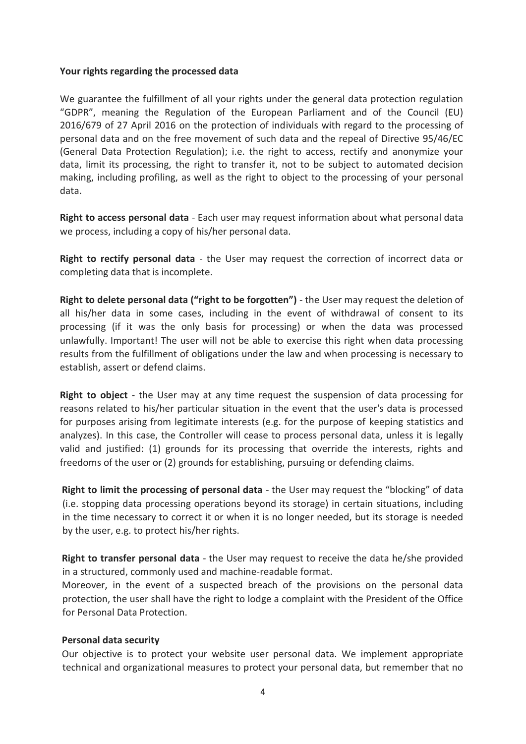**Your rights regarding the processed data**

We guarantee the fulfillment of all your rights under the general data protection regulation "GDPR", meaning the Regulation of the European Parliament and of the Council (EU) 2016/679 of 27 April 2016 on the protection of individuals with regard to the processing of personal data and on the free movement of such data and the repeal of Directive 95/46/EC (General Data Protection Regulation); i.e. the right to access, rectify and anonymize your data, limit its processing, the right to transfer it, not to be subject to automated decision making, including profiling, as well as the right to object to the processing of your personal data.

**Right to access personal data** - Each user may request information about what personal data we process, including a copy of his/her personal data.

**Right to rectify personal data** - the User may request the correction of incorrect data or completing data that is incomplete.

**Right to delete personal data ("right to be forgotten")** - the User may request the deletion of all his/her data in some cases, including in the event of withdrawal of consent to its processing (if it was the only basis for processing) or when the data was processed unlawfully. Important! The user will not be able to exercise this right when data processing results from the fulfillment of obligations under the law and when processing is necessary to establish, assert or defend claims.

**Right to object** - the User may at any time request the suspension of data processing for reasons related to his/her particular situation in the event that the user's data is processed for purposes arising from legitimate interests (e.g. for the purpose of keeping statistics and analyzes). In this case, the Controller will cease to process personal data, unless it is legally valid and justified: (1) grounds for its processing that override the interests, rights and freedoms of the user or (2) grounds for establishing, pursuing or defending claims.

**Right to limit the processing of personal data** - the User may request the "blocking" of data (i.e. stopping data processing operations beyond its storage) in certain situations, including in the time necessary to correct it or when it is no longer needed, but its storage is needed by the user, e.g. to protect his/her rights.

**Right to transfer personal data** - the User may request to receive the data he/she provided in a structured, commonly used and machine-readable format.
Moreover, in the event of a suspected breach of the provisions on the personal data protection, the user shall have the right to lodge a complaint with the President of the Office for Personal Data Protection.

**Personal data security**

Our objective is to protect your website user personal data. We implement appropriate technical and organizational measures to protect your personal data, but remember that no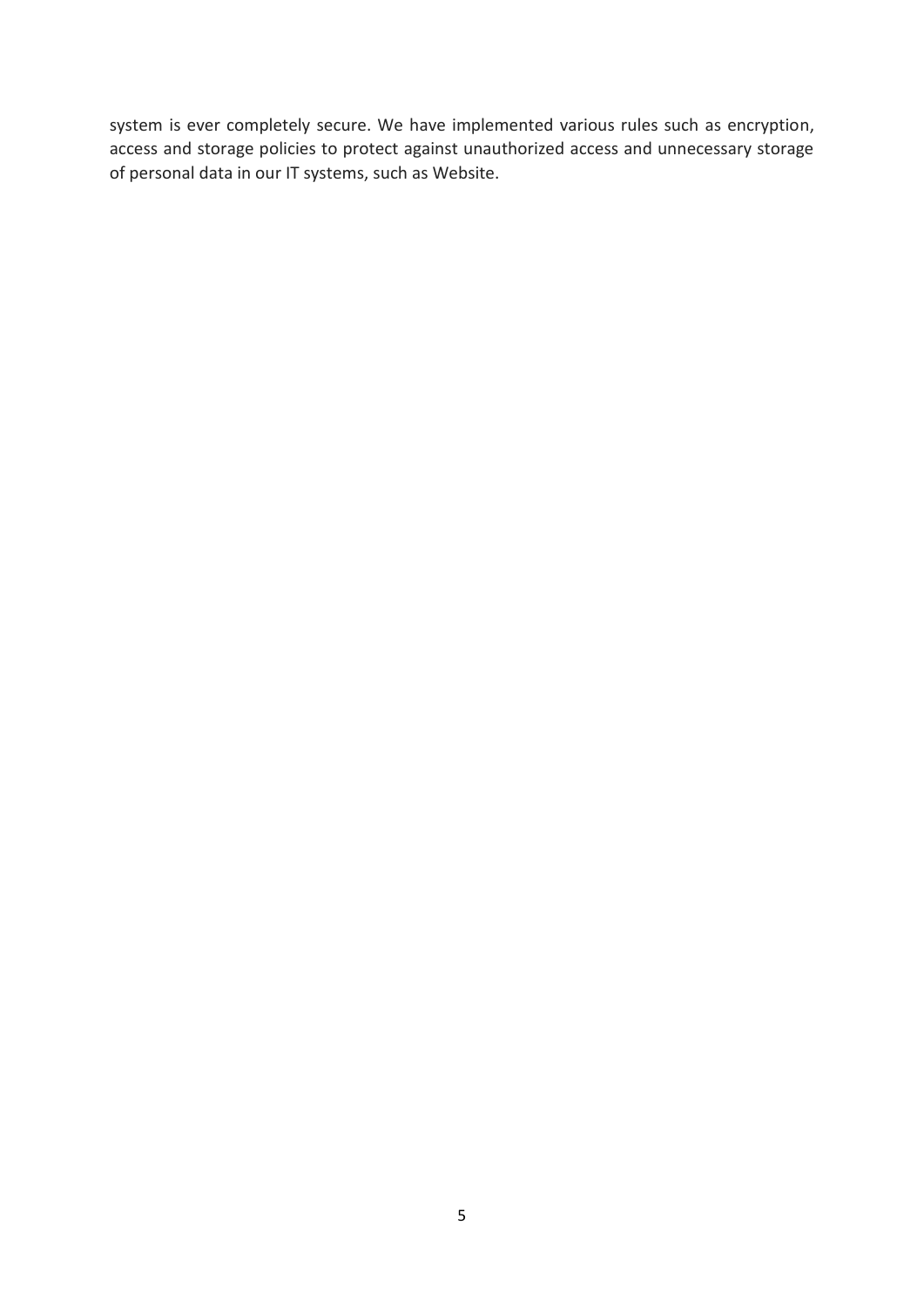system is ever completely secure. We have implemented various rules such as encryption, access and storage policies to protect against unauthorized access and unnecessary storage of personal data in our IT systems, such as Website.